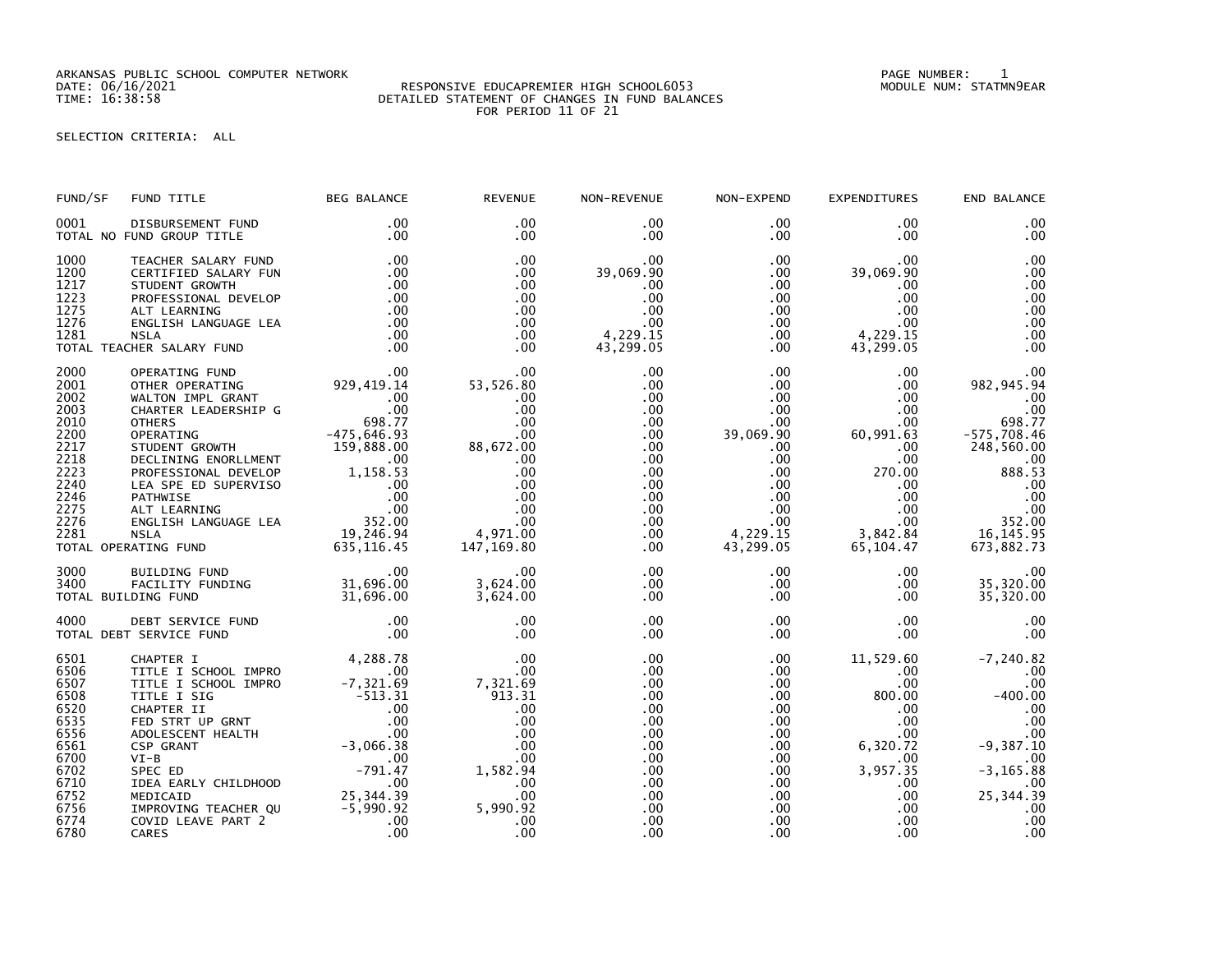ARKANSAS PUBLIC SCHOOL COMPUTER NETWORK
DATE: 06/16/2021
TIME: 16:38:58

RESPONSIVE EDUCAPREMIER HIGH SCHOOL6053
DETAILED STATEMENT OF CHANGES IN FUND BALANCES
FOR PERIOD 11 OF 21

PAGE NUMBER: 1
MODULE NUM: STATMN9EAR

SELECTION CRITERIA: ALL

| FUND/SF | FUND TITLE | BEG BALANCE | REVENUE | NON-REVENUE | NON-EXPEND | EXPENDITURES | END BALANCE |
|---|---|---|---|---|---|---|---|
| 0001 | DISBURSEMENT FUND | .00 | .00 | .00 | .00 | .00 | .00 |
| TOTAL NO FUND GROUP TITLE | | .00 | .00 | .00 | .00 | .00 | .00 |
| 1000 | TEACHER SALARY FUND | .00 | .00 | .00 | .00 | .00 | .00 |
| 1200 | CERTIFIED SALARY FUN | .00 | .00 | 39,069.90 | .00 | 39,069.90 | .00 |
| 1217 | STUDENT GROWTH | .00 | .00 | .00 | .00 | .00 | .00 |
| 1223 | PROFESSIONAL DEVELOP | .00 | .00 | .00 | .00 | .00 | .00 |
| 1275 | ALT LEARNING | .00 | .00 | .00 | .00 | .00 | .00 |
| 1276 | ENGLISH LANGUAGE LEA | .00 | .00 | .00 | .00 | .00 | .00 |
| 1281 | NSLA | .00 | .00 | 4,229.15 | .00 | 4,229.15 | .00 |
| TOTAL TEACHER SALARY FUND | | .00 | .00 | 43,299.05 | .00 | 43,299.05 | .00 |
| 2000 | OPERATING FUND | .00 | .00 | .00 | .00 | .00 | .00 |
| 2001 | OTHER OPERATING | 929,419.14 | 53,526.80 | .00 | .00 | .00 | 982,945.94 |
| 2002 | WALTON IMPL GRANT | .00 | .00 | .00 | .00 | .00 | .00 |
| 2003 | CHARTER LEADERSHIP G | .00 | .00 | .00 | .00 | .00 | .00 |
| 2010 | OTHERS | 698.77 | .00 | .00 | .00 | .00 | 698.77 |
| 2200 | OPERATING | -475,646.93 | .00 | .00 | 39,069.90 | 60,991.63 | -575,708.46 |
| 2217 | STUDENT GROWTH | 159,888.00 | 88,672.00 | .00 | .00 | .00 | 248,560.00 |
| 2218 | DECLINING ENORLLMENT | .00 | .00 | .00 | .00 | .00 | .00 |
| 2223 | PROFESSIONAL DEVELOP | 1,158.53 | .00 | .00 | .00 | 270.00 | 888.53 |
| 2240 | LEA SPE ED SUPERVISO | .00 | .00 | .00 | .00 | .00 | .00 |
| 2246 | PATHWISE | .00 | .00 | .00 | .00 | .00 | .00 |
| 2275 | ALT LEARNING | .00 | .00 | .00 | .00 | .00 | .00 |
| 2276 | ENGLISH LANGUAGE LEA | 352.00 | .00 | .00 | .00 | .00 | 352.00 |
| 2281 | NSLA | 19,246.94 | 4,971.00 | .00 | 4,229.15 | 3,842.84 | 16,145.95 |
| TOTAL OPERATING FUND | | 635,116.45 | 147,169.80 | .00 | 43,299.05 | 65,104.47 | 673,882.73 |
| 3000 | BUILDING FUND | .00 | .00 | .00 | .00 | .00 | .00 |
| 3400 | FACILITY FUNDING | 31,696.00 | 3,624.00 | .00 | .00 | .00 | 35,320.00 |
| TOTAL BUILDING FUND | | 31,696.00 | 3,624.00 | .00 | .00 | .00 | 35,320.00 |
| 4000 | DEBT SERVICE FUND | .00 | .00 | .00 | .00 | .00 | .00 |
| TOTAL DEBT SERVICE FUND | | .00 | .00 | .00 | .00 | .00 | .00 |
| 6501 | CHAPTER I | 4,288.78 | .00 | .00 | .00 | 11,529.60 | -7,240.82 |
| 6506 | TITLE I SCHOOL IMPRO | .00 | .00 | .00 | .00 | .00 | .00 |
| 6507 | TITLE I SCHOOL IMPRO | -7,321.69 | 7,321.69 | .00 | .00 | .00 | .00 |
| 6508 | TITLE I SIG | -513.31 | 913.31 | .00 | .00 | 800.00 | -400.00 |
| 6520 | CHAPTER II | .00 | .00 | .00 | .00 | .00 | .00 |
| 6535 | FED STRT UP GRNT | .00 | .00 | .00 | .00 | .00 | .00 |
| 6556 | ADOLESCENT HEALTH | .00 | .00 | .00 | .00 | .00 | .00 |
| 6561 | CSP GRANT | -3,066.38 | .00 | .00 | .00 | 6,320.72 | -9,387.10 |
| 6700 | VI-B | .00 | .00 | .00 | .00 | .00 | .00 |
| 6702 | SPEC ED | -791.47 | 1,582.94 | .00 | .00 | 3,957.35 | -3,165.88 |
| 6710 | IDEA EARLY CHILDHOOD | .00 | .00 | .00 | .00 | .00 | .00 |
| 6752 | MEDICAID | 25,344.39 | .00 | .00 | .00 | .00 | 25,344.39 |
| 6756 | IMPROVING TEACHER QU | -5,990.92 | 5,990.92 | .00 | .00 | .00 | .00 |
| 6774 | COVID LEAVE PART 2 | .00 | .00 | .00 | .00 | .00 | .00 |
| 6780 | CARES | .00 | .00 | .00 | .00 | .00 | .00 |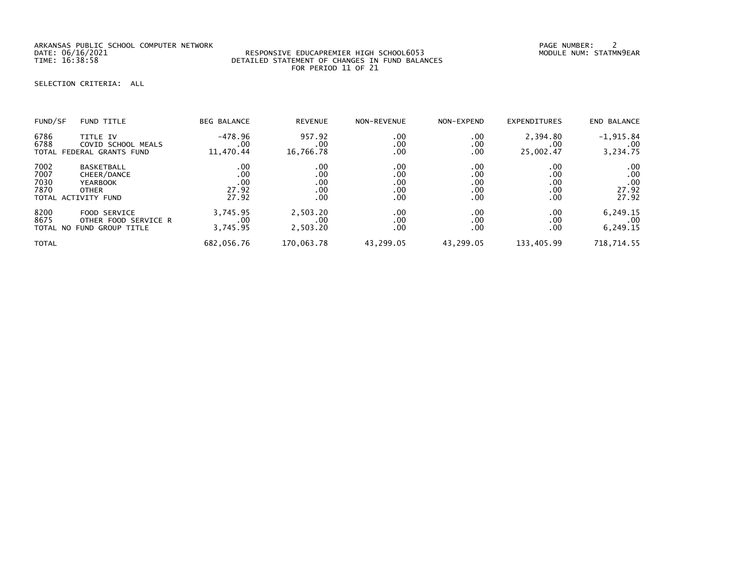ARKANSAS PUBLIC SCHOOL COMPUTER NETWORK
DATE: 06/16/2021
TIME: 16:38:58

RESPONSIVE EDUCAPREMIER HIGH SCHOOL6053
DETAILED STATEMENT OF CHANGES IN FUND BALANCES
FOR PERIOD 11 OF 21

PAGE NUMBER: 2
MODULE NUM: STATMN9EAR

SELECTION CRITERIA: ALL

| FUND/SF | FUND TITLE | BEG BALANCE | REVENUE | NON-REVENUE | NON-EXPEND | EXPENDITURES | END BALANCE |
|---|---|---|---|---|---|---|---|
| 6786 | TITLE IV | -478.96 | 957.92 | .00 | .00 | 2,394.80 | -1,915.84 |
| 6788 | COVID SCHOOL MEALS | .00 | .00 | .00 | .00 | .00 | .00 |
| TOTAL FEDERAL GRANTS FUND | | 11,470.44 | 16,766.78 | .00 | .00 | 25,002.47 | 3,234.75 |
| 7002 | BASKETBALL | .00 | .00 | .00 | .00 | .00 | .00 |
| 7007 | CHEER/DANCE | .00 | .00 | .00 | .00 | .00 | .00 |
| 7030 | YEARBOOK | .00 | .00 | .00 | .00 | .00 | .00 |
| 7870 | OTHER | 27.92 | .00 | .00 | .00 | .00 | 27.92 |
| TOTAL ACTIVITY FUND | | 27.92 | .00 | .00 | .00 | .00 | 27.92 |
| 8200 | FOOD SERVICE | 3,745.95 | 2,503.20 | .00 | .00 | .00 | 6,249.15 |
| 8675 | OTHER FOOD SERVICE R | .00 | .00 | .00 | .00 | .00 | .00 |
| TOTAL NO FUND GROUP TITLE | | 3,745.95 | 2,503.20 | .00 | .00 | .00 | 6,249.15 |
| TOTAL | | 682,056.76 | 170,063.78 | 43,299.05 | 43,299.05 | 133,405.99 | 718,714.55 |